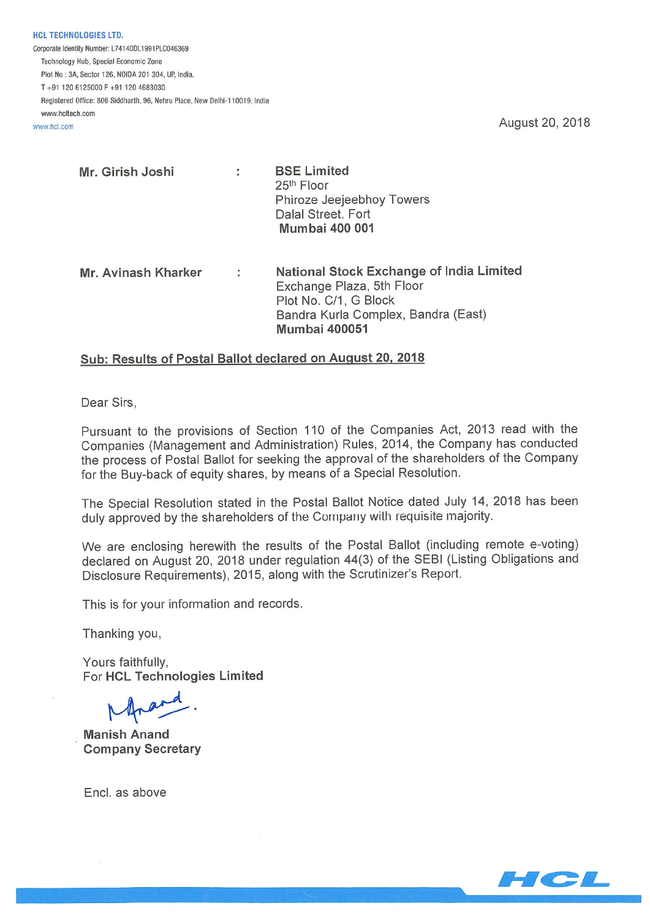**HCL TECHNOLOGIES LTD.**

Corporate Identity Number: L74140DL1991PLC046369

Technology Hub, Special Economic Zone

Plot No : 3A, Sector 126, NOIDA 201 304, UP, India.

T +91 120 6125000 F +91 120 4683030

Registered Office: 806 Siddharth, 96, Nehru Place, New Delhi-110019, India

www.hcltech.com

www.hcl.com

August 20, 2018

**Mr. Girish Joshi** : **BSE Limited**
25th Floor
Phiroze Jeejeebhoy Towers
Dalal Street. Fort
**Mumbai 400 001**

**Mr. Avinash Kharker** : **National Stock Exchange of India Limited**
Exchange Plaza, 5th Floor
Plot No. C/1, G Block
Bandra Kurla Complex, Bandra (East)
**Mumbai 400051**

**Sub: Results of Postal Ballot declared on August 20, 2018**

Dear Sirs,

Pursuant to the provisions of Section 110 of the Companies Act, 2013 read with the Companies (Management and Administration) Rules, 2014, the Company has conducted the process of Postal Ballot for seeking the approval of the shareholders of the Company for the Buy-back of equity shares, by means of a Special Resolution.

The Special Resolution stated in the Postal Ballot Notice dated July 14, 2018 has been duly approved by the shareholders of the Company with requisite majority.

We are enclosing herewith the results of the Postal Ballot (including remote e-voting) declared on August 20, 2018 under regulation 44(3) of the SEBI (Listing Obligations and Disclosure Requirements), 2015, along with the Scrutinizer's Report.

This is for your information and records.

Thanking you,

Yours faithfully,
For **HCL Technologies Limited**

**Manish Anand**
**Company Secretary**

Encl. as above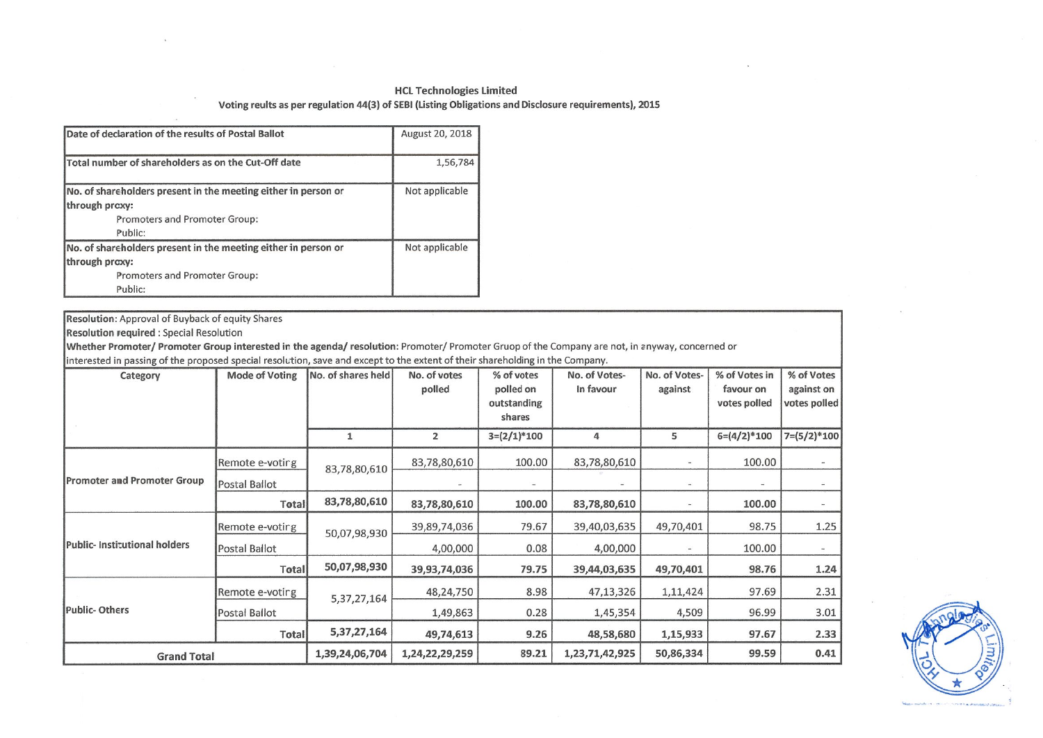**HCL Technologies Limited**

**Voting reults as per regulation 44(3) of SEBI (Listing Obligations and Disclosure requirements), 2015**

| | |
|---|---|
| Date of declaration of the results of Postal Ballot | August 20, 2018 |
| Total number of shareholders as on the Cut-Off date | 1,56,784 |
| No. of shareholders present in the meeting either in person or through proxy:<br>Promoters and Promoter Group:<br>Public: | Not applicable |
| No. of shareholders present in the meeting either in person or through proxy:<br>Promoters and Promoter Group:<br>Public: | Not applicable |

**Resolution:** Approval of Buyback of equity Shares

**Resolution required :** Special Resolution

**Whether Promoter/ Promoter Group interested in the agenda/ resolution:** Promoter/ Promoter Gruop of the Company are not, in anyway, concerned or interested in passing of the proposed special resolution, save and except to the extent of their shareholding in the Company.

| Category | Mode of Voting | No. of shares held | No. of votes polled | % of votes polled on outstanding shares | No. of Votes-In favour | No. of Votes-against | % of Votes in favour on votes polled | % of Votes against on votes polled |
|---|---|---|---|---|---|---|---|---|
| | | 1 | 2 | 3=(2/1)*100 | 4 | 5 | 6=(4/2)*100 | 7=(5/2)*100 |
| Promoter and Promoter Group | Remote e-voting | 83,78,80,610 | 83,78,80,610 | 100.00 | 83,78,80,610 | - | 100.00 | - |
| | Postal Ballot | | - | - | - | - | - | - |
| | **Total** | **83,78,80,610** | **83,78,80,610** | **100.00** | **83,78,80,610** | - | **100.00** | - |
| Public- Institutional holders | Remote e-voting | 50,07,98,930 | 39,89,74,036 | 79.67 | 39,40,03,635 | 49,70,401 | 98.75 | 1.25 |
| | Postal Ballot | | 4,00,000 | 0.08 | 4,00,000 | - | 100.00 | - |
| | **Total** | **50,07,98,930** | **39,93,74,036** | **79.75** | **39,44,03,635** | **49,70,401** | **98.76** | **1.24** |
| Public- Others | Remote e-voting | 5,37,27,164 | 48,24,750 | 8.98 | 47,13,326 | 1,11,424 | 97.69 | 2.31 |
| | Postal Ballot | | 1,49,863 | 0.28 | 1,45,354 | 4,509 | 96.99 | 3.01 |
| | **Total** | **5,37,27,164** | **49,74,613** | **9.26** | **48,58,680** | **1,15,933** | **97.67** | **2.33** |
| **Grand Total** | | **1,39,24,06,704** | **1,24,22,29,259** | **89.21** | **1,23,71,42,925** | **50,86,334** | **99.59** | **0.41** |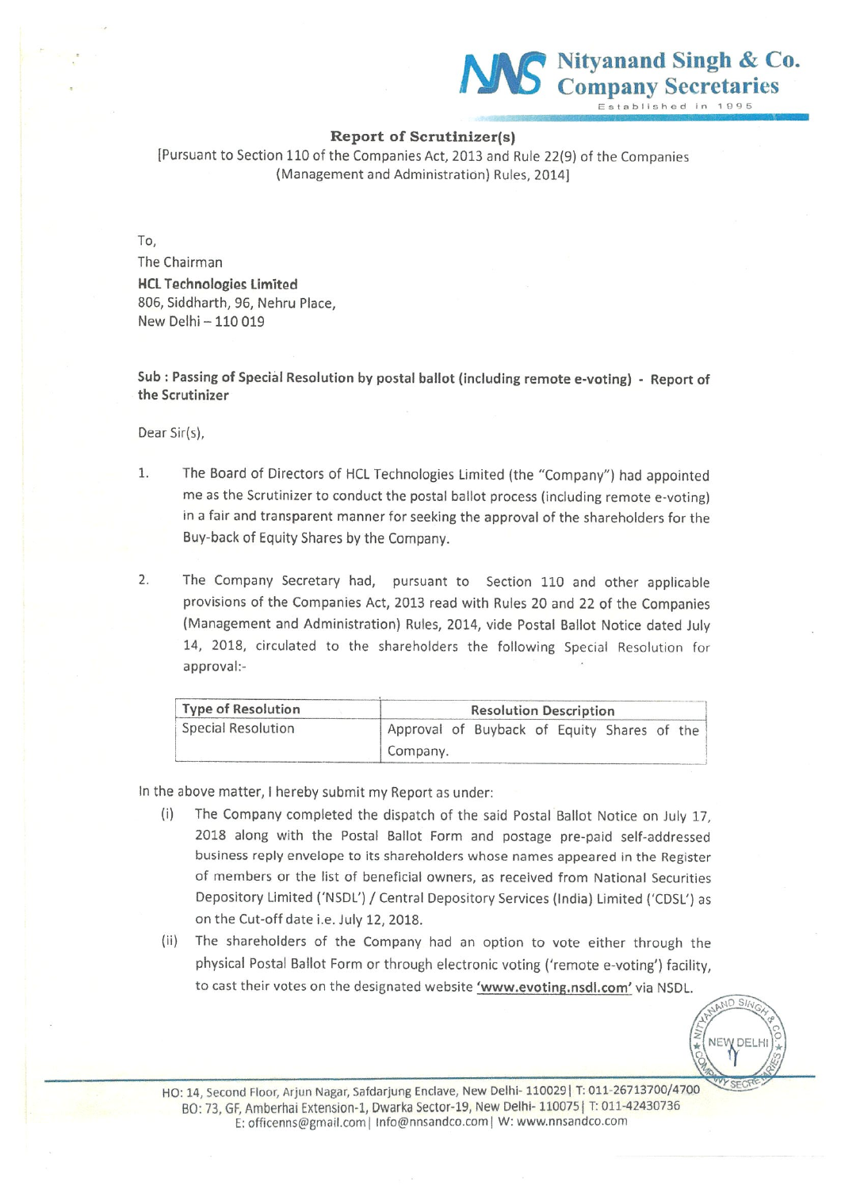**Nityanand Singh & Co.**
**Company Secretaries**
Established in 1995

## Report of Scrutinizer(s)

[Pursuant to Section 110 of the Companies Act, 2013 and Rule 22(9) of the Companies (Management and Administration) Rules, 2014]

To,
The Chairman
**HCL Technologies Limited**
806, Siddharth, 96, Nehru Place,
New Delhi – 110 019

**Sub : Passing of Special Resolution by postal ballot (including remote e-voting) - Report of the Scrutinizer**

Dear Sir(s),

1. The Board of Directors of HCL Technologies Limited (the "Company") had appointed me as the Scrutinizer to conduct the postal ballot process (including remote e-voting) in a fair and transparent manner for seeking the approval of the shareholders for the Buy-back of Equity Shares by the Company.

2. The Company Secretary had, pursuant to Section 110 and other applicable provisions of the Companies Act, 2013 read with Rules 20 and 22 of the Companies (Management and Administration) Rules, 2014, vide Postal Ballot Notice dated July 14, 2018, circulated to the shareholders the following Special Resolution for approval:-

| Type of Resolution | Resolution Description |
|---|---|
| Special Resolution | Approval of Buyback of Equity Shares of the Company. |

In the above matter, I hereby submit my Report as under:

(i) The Company completed the dispatch of the said Postal Ballot Notice on July 17, 2018 along with the Postal Ballot Form and postage pre-paid self-addressed business reply envelope to its shareholders whose names appeared in the Register of members or the list of beneficial owners, as received from National Securities Depository Limited ('NSDL') / Central Depository Services (India) Limited ('CDSL') as on the Cut-off date i.e. July 12, 2018.

(ii) The shareholders of the Company had an option to vote either through the physical Postal Ballot Form or through electronic voting ('remote e-voting') facility, to cast their votes on the designated website **'www.evoting.nsdl.com'** via NSDL.

HO: 14, Second Floor, Arjun Nagar, Safdarjung Enclave, New Delhi- 110029| T: 011-26713700/4700
BO: 73, GF, Amberhai Extension-1, Dwarka Sector-19, New Delhi- 110075| T: 011-42430736
E: officenns@gmail.com| Info@nnsandco.com| W: www.nnsandco.com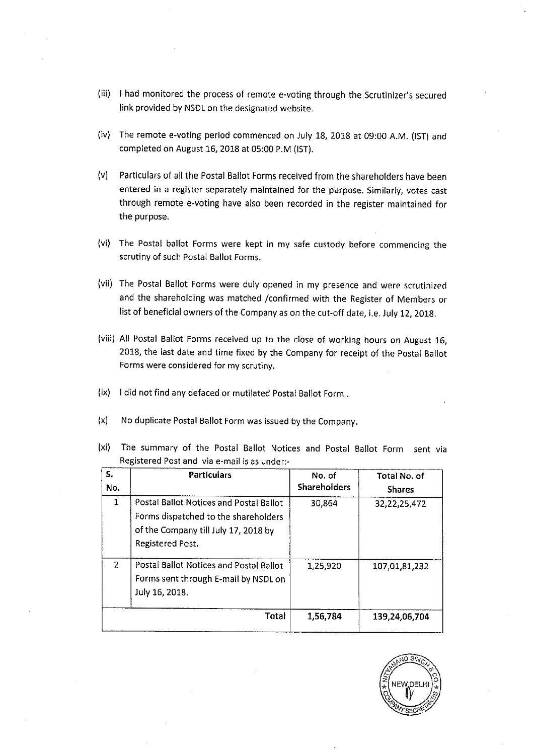(iii) I had monitored the process of remote e-voting through the Scrutinizer's secured link provided by NSDL on the designated website.

(iv) The remote e-voting period commenced on July 18, 2018 at 09:00 A.M. (IST) and completed on August 16, 2018 at 05:00 P.M (IST).

(v) Particulars of all the Postal Ballot Forms received from the shareholders have been entered in a register separately maintained for the purpose. Similarly, votes cast through remote e-voting have also been recorded in the register maintained for the purpose.

(vi) The Postal ballot Forms were kept in my safe custody before commencing the scrutiny of such Postal Ballot Forms.

(vii) The Postal Ballot Forms were duly opened in my presence and were scrutinized and the shareholding was matched /confirmed with the Register of Members or list of beneficial owners of the Company as on the cut-off date, i.e. July 12, 2018.

(viii) All Postal Ballot Forms received up to the close of working hours on August 16, 2018, the last date and time fixed by the Company for receipt of the Postal Ballot Forms were considered for my scrutiny.

(ix) I did not find any defaced or mutilated Postal Ballot Form .

(x) No duplicate Postal Ballot Form was issued by the Company.

(xi) The summary of the Postal Ballot Notices and Postal Ballot Form sent via Registered Post and via e-mail is as under:-

| S. No. | Particulars | No. of Shareholders | Total No. of Shares |
|---|---|---|---|
| 1 | Postal Ballot Notices and Postal Ballot Forms dispatched to the shareholders of the Company till July 17, 2018 by Registered Post. | 30,864 | 32,22,25,472 |
| 2 | Postal Ballot Notices and Postal Ballot Forms sent through E-mail by NSDL on July 16, 2018. | 1,25,920 | 107,01,81,232 |
| | **Total** | **1,56,784** | **139,24,06,704** |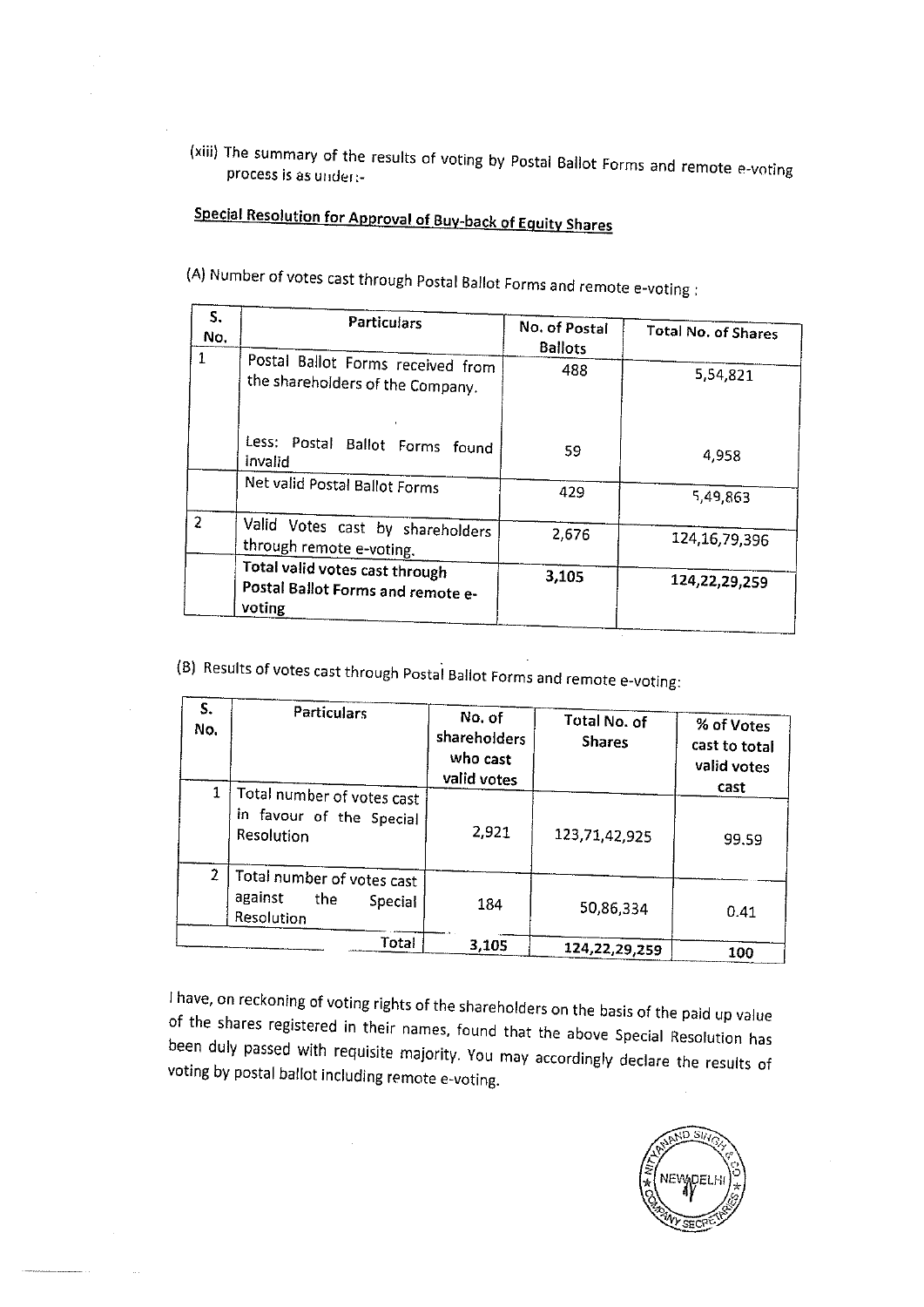(xiii) The summary of the results of voting by Postal Ballot Forms and remote e-voting process is as under:-

## Special Resolution for Approval of Buy-back of Equity Shares

(A) Number of votes cast through Postal Ballot Forms and remote e-voting :

| S. No. | Particulars | No. of Postal Ballots | Total No. of Shares |
|---|---|---|---|
| 1 | Postal Ballot Forms received from the shareholders of the Company. | 488 | 5,54,821 |
| | Less: Postal Ballot Forms found invalid | 59 | 4,958 |
| | Net valid Postal Ballot Forms | 429 | 5,49,863 |
| 2 | Valid Votes cast by shareholders through remote e-voting. | 2,676 | 124,16,79,396 |
| | **Total valid votes cast through Postal Ballot Forms and remote e-voting** | **3,105** | **124,22,29,259** |

(B) Results of votes cast through Postal Ballot Forms and remote e-voting:

| S. No. | Particulars | No. of shareholders who cast valid votes | Total No. of Shares | % of Votes cast to total valid votes cast |
|---|---|---|---|---|
| 1 | Total number of votes cast in favour of the Special Resolution | 2,921 | 123,71,42,925 | 99.59 |
| 2 | Total number of votes cast against the Special Resolution | 184 | 50,86,334 | 0.41 |
| | Total | **3,105** | **124,22,29,259** | **100** |

I have, on reckoning of voting rights of the shareholders on the basis of the paid up value of the shares registered in their names, found that the above Special Resolution has been duly passed with requisite majority. You may accordingly declare the results of voting by postal ballot including remote e-voting.

NITYANAND SINGH & CO. COMPANY SECRETARIES NEW DELHI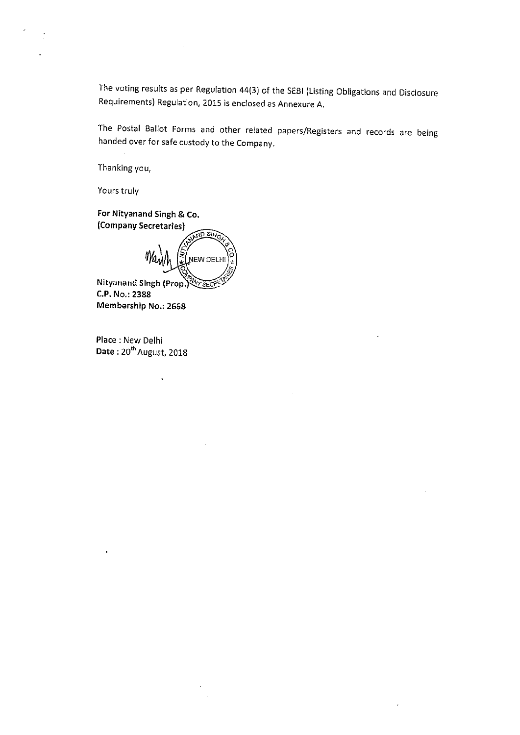The voting results as per Regulation 44(3) of the SEBI (Listing Obligations and Disclosure Requirements) Regulation, 2015 is enclosed as Annexure A.

The Postal Ballot Forms and other related papers/Registers and records are being handed over for safe custody to the Company.

Thanking you,

Yours truly

**For Nityanand Singh & Co.**
**(Company Secretaries)**

Nityanand Singh (Prop.)
**C.P. No.: 2388**
**Membership No.: 2668**

**Place** : New Delhi
**Date** : 20th August, 2018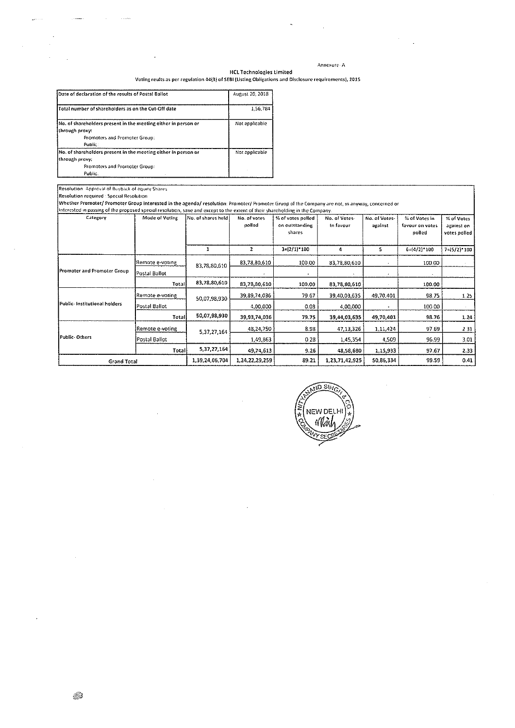Annexure- A

**HCL Technologies Limited**

Voting reults as per regulation 44(3) of SEBI (Listing Obligations and Disclosure requirements), 2015

| | |
|---|---|
| Date of declaration of the results of Postal Ballot | August 20, 2018 |
| Total number of shareholders as on the Cut-Off date | 1,56,784 |
| No. of shareholders present in the meeting either in person or through proxy:<br>Promoters and Promoter Group:<br>Public: | Not applicable |
| No. of shareholders present in the meeting either in person or through proxy:<br>Promoters and Promoter Group:<br>Public: | Not applicable |

Resolution: Approval of Buyback of equity Shares

Resolution required : Special Resolution

Whether Promoter/ Promoter Group interested in the agenda/ resolution: Promoter/ Promoter Group of the Company are not, in anyway, concerned or interested in passing of the proposed special resolution, save and except to the extent of their shareholding in the Company.

| Category | Mode of Voting | No. of shares held | No. of votes polled | % of votes polled on outstanding shares | No. of Votes- in favour | No. of Votes- against | % of Votes in favour on votes polled | % of Votes against on votes polled |
|---|---|---|---|---|---|---|---|---|
| | | 1 | 2 | 3=(2/1)*100 | 4 | 5 | 6=(4/2)*100 | 7=(5/2)*100 |
| Promoter and Promoter Group | Remote e-voting | 83,78,80,610 | 83,78,80,610 | 100.00 | 83,78,80,610 | - | 100.00 | |
| | Postal Ballot | | - | - | - | - | - | |
| | Total | 83,78,80,610 | 83,78,80,610 | 100.00 | 83,78,80,610 | - | 100.00 | |
| Public- Institutional holders | Remote e-voting | 50,07,98,930 | 39,89,74,036 | 79.67 | 39,40,03,635 | 49,70,401 | 98.75 | 1.25 |
| | Postal Ballot | | 4,00,000 | 0.08 | 4,00,000 | - | 100.00 | |
| | Total | 50,07,98,930 | 39,93,74,036 | 79.75 | 39,44,03,635 | 49,70,401 | 98.76 | 1.24 |
| Public- Others | Remote e-voting | 5,37,27,164 | 48,24,750 | 8.98 | 47,13,326 | 1,11,424 | 97.69 | 2.31 |
| | Postal Ballot | | 1,49,863 | 0.28 | 1,45,354 | 4,509 | 96.99 | 3.01 |
| | Total | 5,37,27,164 | 49,74,613 | 9.26 | 48,58,680 | 1,15,933 | 97.67 | 2.33 |
| Grand Total | | 1,39,24,06,704 | 1,24,22,29,259 | 89.21 | 1,23,71,42,925 | 50,86,334 | 99.59 | 0.41 |

NITYANAND SINGH & CO. NEW DELHI COMPANY SECRETARIES